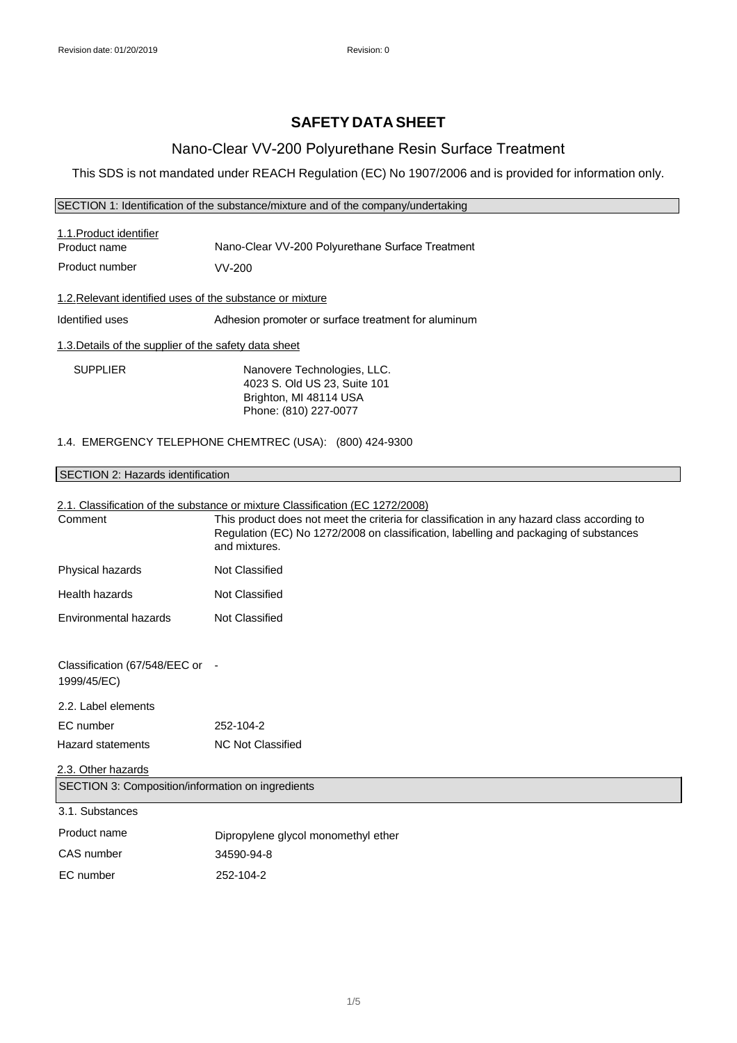# SAFETY DATA SHEET

## Nano-Clear VV-200 Polyurethane Resin Surface Treatment

This SDS is not mandated under REACH Regulation (EC) No 1907/2006 and is provided for information only.

### SECTION 1: Identification of the substance/mixture and of the company/undertaking

1.1.Product identifier

| | |
|---|---|
| Product name | Nano-Clear VV-200 Polyurethane Surface Treatment |
| Product number | VV-200 |

1.2.Relevant identified uses of the substance or mixture

| | |
|---|---|
| Identified uses | Adhesion promoter or surface treatment for aluminum |

1.3.Details of the supplier of the safety data sheet

SUPPLIER

Nanovere Technologies, LLC.
4023 S. Old US 23, Suite 101
Brighton, MI 48114 USA
Phone: (810) 227-0077

1.4. EMERGENCY TELEPHONE CHEMTREC (USA): (800) 424-9300

### SECTION 2: Hazards identification

2.1. Classification of the substance or mixture Classification (EC 1272/2008)

| | |
|---|---|
| Comment | This product does not meet the criteria for classification in any hazard class according to Regulation (EC) No 1272/2008 on classification, labelling and packaging of substances and mixtures. |
| Physical hazards | Not Classified |
| Health hazards | Not Classified |
| Environmental hazards | Not Classified |
| Classification (67/548/EEC or 1999/45/EC) | - |

2.2. Label elements

| | |
|---|---|
| EC number | 252-104-2 |
| Hazard statements | NC Not Classified |

2.3. Other hazards

### SECTION 3: Composition/information on ingredients

3.1. Substances

| | |
|---|---|
| Product name | Dipropylene glycol monomethyl ether |
| CAS number | 34590-94-8 |
| EC number | 252-104-2 |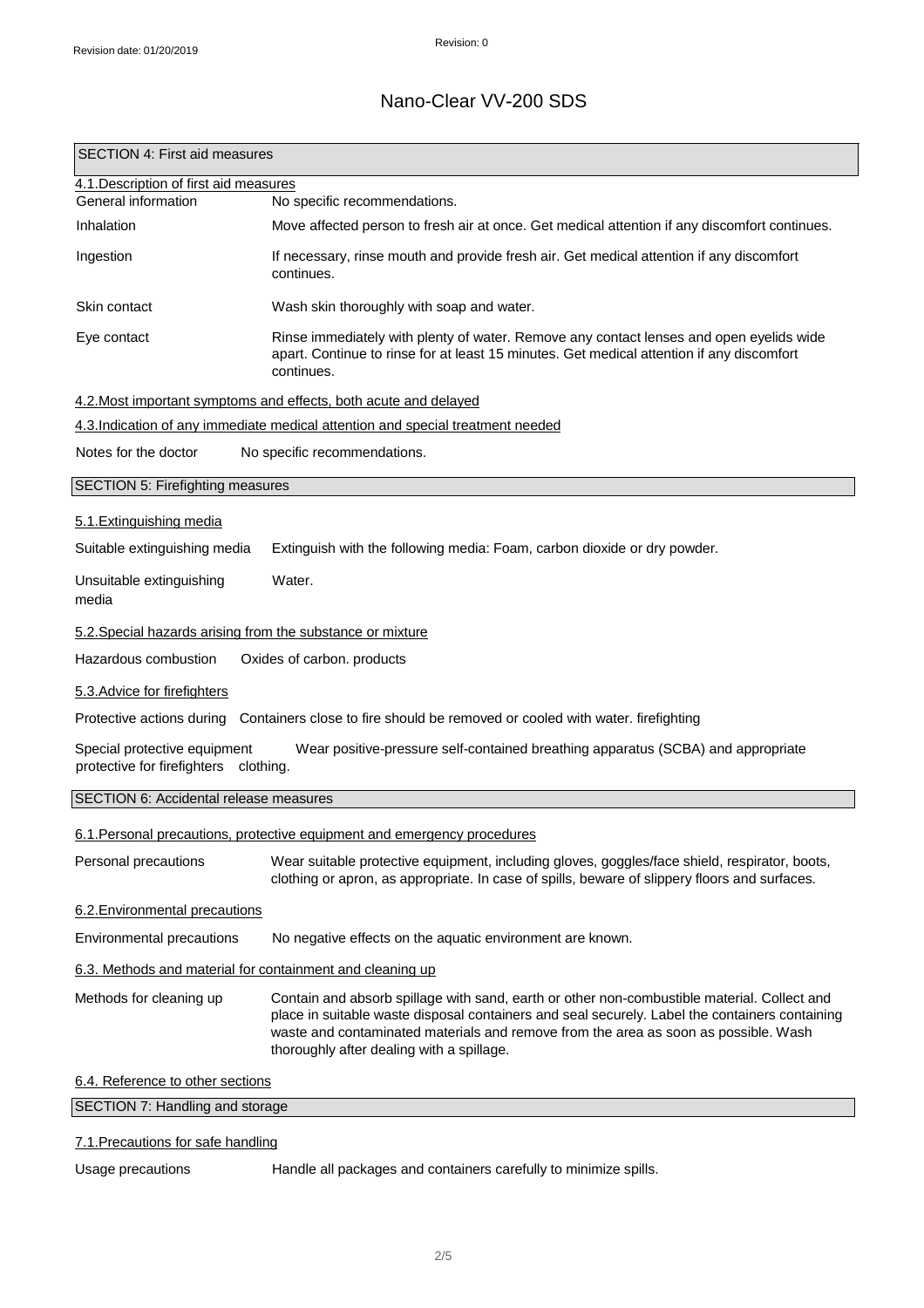# Nano-Clear VV-200 SDS

## SECTION 4: First aid measures

### 4.1. Description of first aid measures

| | |
|---|---|
| General information | No specific recommendations. |
| Inhalation | Move affected person to fresh air at once. Get medical attention if any discomfort continues. |
| Ingestion | If necessary, rinse mouth and provide fresh air. Get medical attention if any discomfort continues. |
| Skin contact | Wash skin thoroughly with soap and water. |
| Eye contact | Rinse immediately with plenty of water. Remove any contact lenses and open eyelids wide apart. Continue to rinse for at least 15 minutes. Get medical attention if any discomfort continues. |

### 4.2. Most important symptoms and effects, both acute and delayed

### 4.3. Indication of any immediate medical attention and special treatment needed

| | |
|---|---|
| Notes for the doctor | No specific recommendations. |

## SECTION 5: Firefighting measures

### 5.1. Extinguishing media

| | |
|---|---|
| Suitable extinguishing media | Extinguish with the following media: Foam, carbon dioxide or dry powder. |
| Unsuitable extinguishing media | Water. |

### 5.2. Special hazards arising from the substance or mixture

| | |
|---|---|
| Hazardous combustion products | Oxides of carbon. |

### 5.3. Advice for firefighters

| | |
|---|---|
| Protective actions during firefighting | Containers close to fire should be removed or cooled with water. |
| Special protective equipment for firefighters | Wear positive-pressure self-contained breathing apparatus (SCBA) and appropriate protective clothing. |

## SECTION 6: Accidental release measures

### 6.1. Personal precautions, protective equipment and emergency procedures

| | |
|---|---|
| Personal precautions | Wear suitable protective equipment, including gloves, goggles/face shield, respirator, boots, clothing or apron, as appropriate. In case of spills, beware of slippery floors and surfaces. |

### 6.2. Environmental precautions

| | |
|---|---|
| Environmental precautions | No negative effects on the aquatic environment are known. |

### 6.3. Methods and material for containment and cleaning up

| | |
|---|---|
| Methods for cleaning up | Contain and absorb spillage with sand, earth or other non-combustible material. Collect and place in suitable waste disposal containers and seal securely. Label the containers containing waste and contaminated materials and remove from the area as soon as possible. Wash thoroughly after dealing with a spillage. |

### 6.4. Reference to other sections

## SECTION 7: Handling and storage

### 7.1. Precautions for safe handling

| | |
|---|---|
| Usage precautions | Handle all packages and containers carefully to minimize spills. |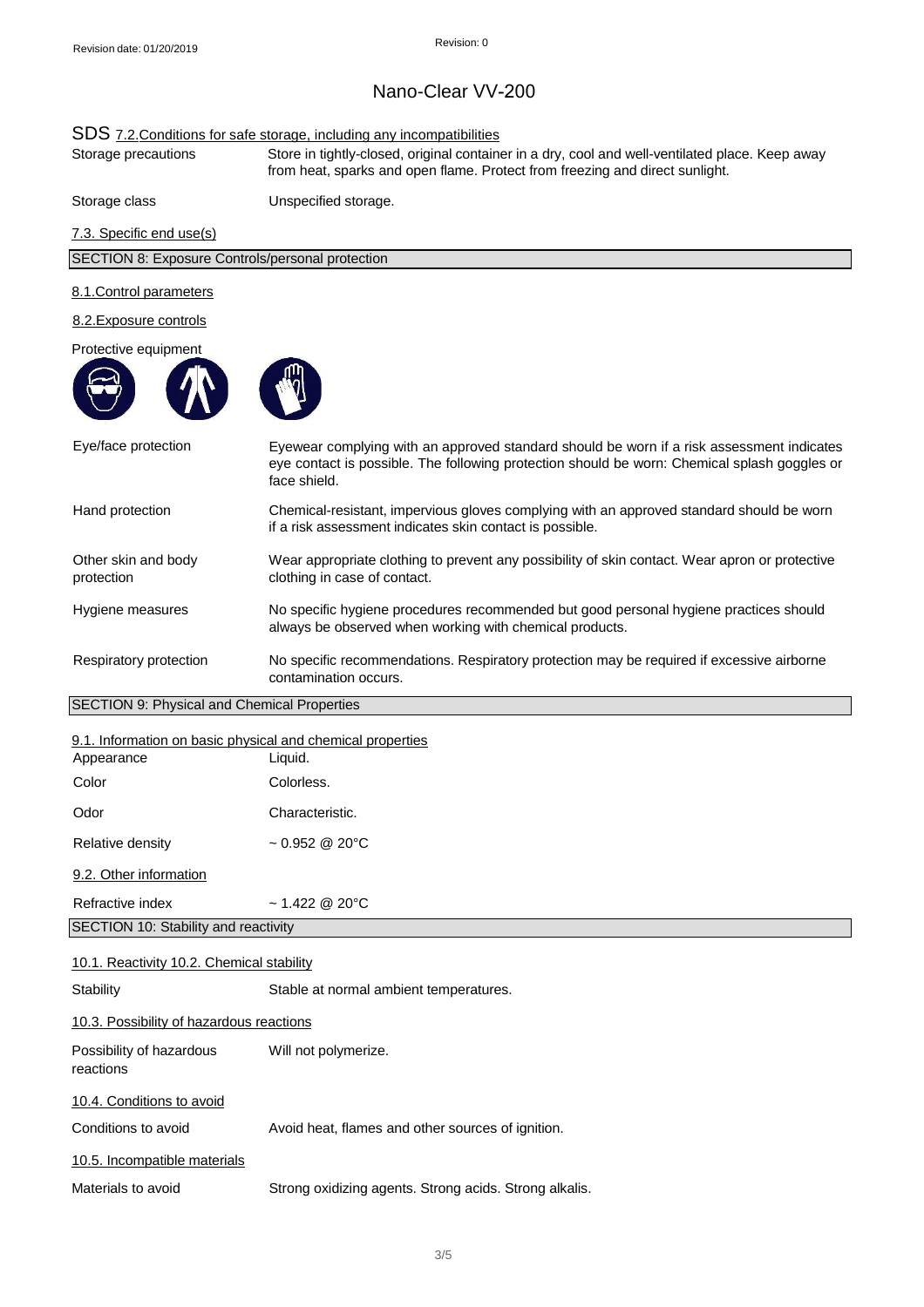SDS 7.2.Conditions for safe storage, including any incompatibilities

| | |
|---|---|
| Storage precautions | Store in tightly-closed, original container in a dry, cool and well-ventilated place. Keep away from heat, sparks and open flame. Protect from freezing and direct sunlight. |
| Storage class | Unspecified storage. |

7.3. Specific end use(s)

## SECTION 8: Exposure Controls/personal protection

8.1.Control parameters

8.2.Exposure controls

Protective equipment

| | |
|---|---|
| Eye/face protection | Eyewear complying with an approved standard should be worn if a risk assessment indicates eye contact is possible. The following protection should be worn: Chemical splash goggles or face shield. |
| Hand protection | Chemical-resistant, impervious gloves complying with an approved standard should be worn if a risk assessment indicates skin contact is possible. |
| Other skin and body protection | Wear appropriate clothing to prevent any possibility of skin contact. Wear apron or protective clothing in case of contact. |
| Hygiene measures | No specific hygiene procedures recommended but good personal hygiene practices should always be observed when working with chemical products. |
| Respiratory protection | No specific recommendations. Respiratory protection may be required if excessive airborne contamination occurs. |

## SECTION 9: Physical and Chemical Properties

9.1. Information on basic physical and chemical properties

| | |
|---|---|
| Appearance | Liquid. |
| Color | Colorless. |
| Odor | Characteristic. |
| Relative density | ~ 0.952 @ 20°C |

9.2. Other information

| | |
|---|---|
| Refractive index | ~ 1.422 @ 20°C |

## SECTION 10: Stability and reactivity

10.1. Reactivity 10.2. Chemical stability

| | |
|---|---|
| Stability | Stable at normal ambient temperatures. |

10.3. Possibility of hazardous reactions

| | |
|---|---|
| Possibility of hazardous reactions | Will not polymerize. |

10.4. Conditions to avoid

| | |
|---|---|
| Conditions to avoid | Avoid heat, flames and other sources of ignition. |

10.5. Incompatible materials

| | |
|---|---|
| Materials to avoid | Strong oxidizing agents. Strong acids. Strong alkalis. |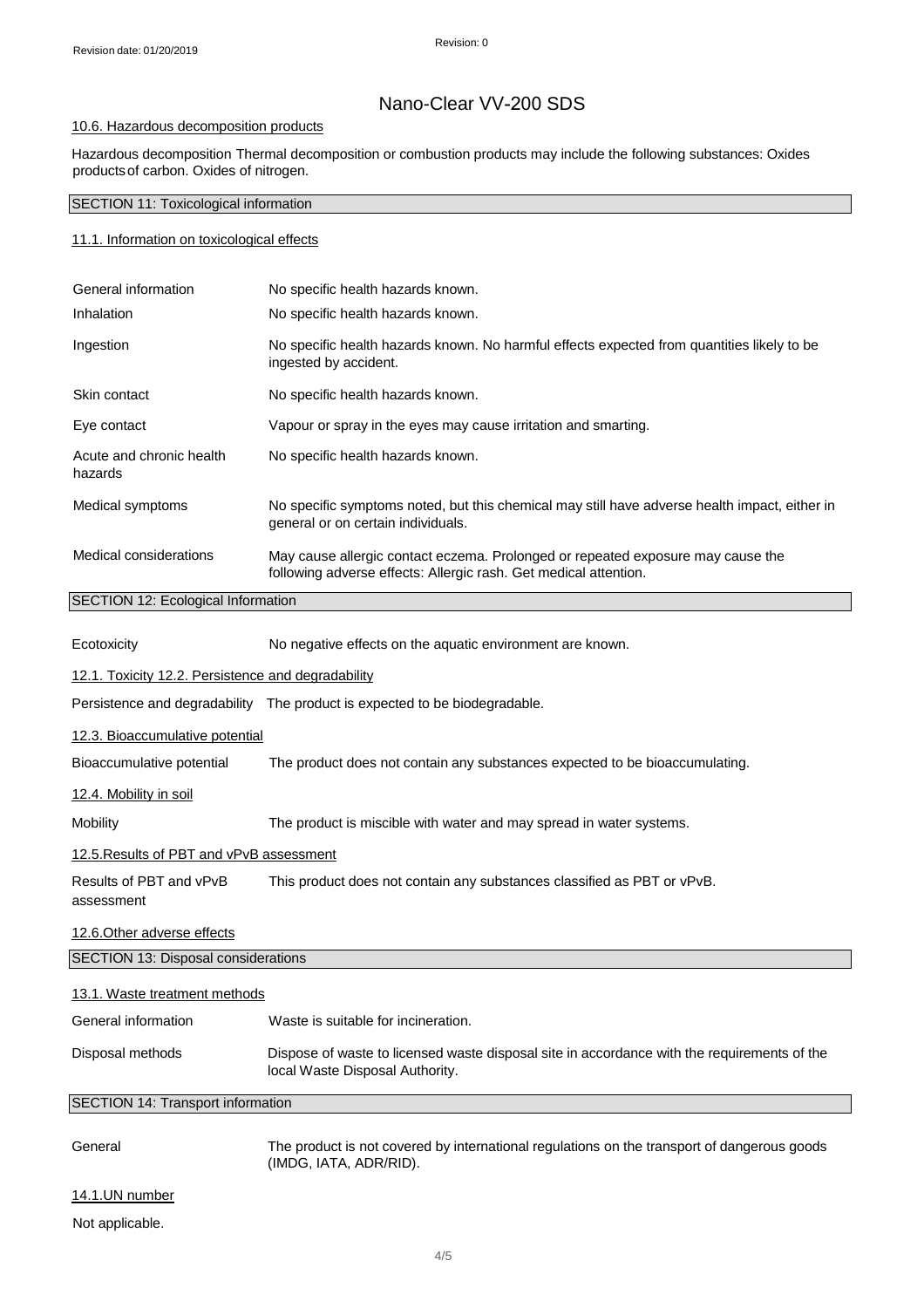### 10.6. Hazardous decomposition products

Hazardous decomposition Thermal decomposition or combustion products may include the following substances: Oxides products of carbon. Oxides of nitrogen.

## SECTION 11: Toxicological information

### 11.1. Information on toxicological effects

| | |
|---|---|
| General information | No specific health hazards known. |
| Inhalation | No specific health hazards known. |
| Ingestion | No specific health hazards known. No harmful effects expected from quantities likely to be ingested by accident. |
| Skin contact | No specific health hazards known. |
| Eye contact | Vapour or spray in the eyes may cause irritation and smarting. |
| Acute and chronic health hazards | No specific health hazards known. |
| Medical symptoms | No specific symptoms noted, but this chemical may still have adverse health impact, either in general or on certain individuals. |
| Medical considerations | May cause allergic contact eczema. Prolonged or repeated exposure may cause the following adverse effects: Allergic rash. Get medical attention. |

## SECTION 12: Ecological Information

| | |
|---|---|
| Ecotoxicity | No negative effects on the aquatic environment are known. |

### 12.1. Toxicity 12.2. Persistence and degradability

| | |
|---|---|
| Persistence and degradability | The product is expected to be biodegradable. |

### 12.3. Bioaccumulative potential

| | |
|---|---|
| Bioaccumulative potential | The product does not contain any substances expected to be bioaccumulating. |

### 12.4. Mobility in soil

| | |
|---|---|
| Mobility | The product is miscible with water and may spread in water systems. |

### 12.5.Results of PBT and vPvB assessment

| | |
|---|---|
| Results of PBT and vPvB assessment | This product does not contain any substances classified as PBT or vPvB. |

### 12.6.Other adverse effects

## SECTION 13: Disposal considerations

### 13.1. Waste treatment methods

| | |
|---|---|
| General information | Waste is suitable for incineration. |
| Disposal methods | Dispose of waste to licensed waste disposal site in accordance with the requirements of the local Waste Disposal Authority. |

## SECTION 14: Transport information

| | |
|---|---|
| General | The product is not covered by international regulations on the transport of dangerous goods (IMDG, IATA, ADR/RID). |

### 14.1.UN number

Not applicable.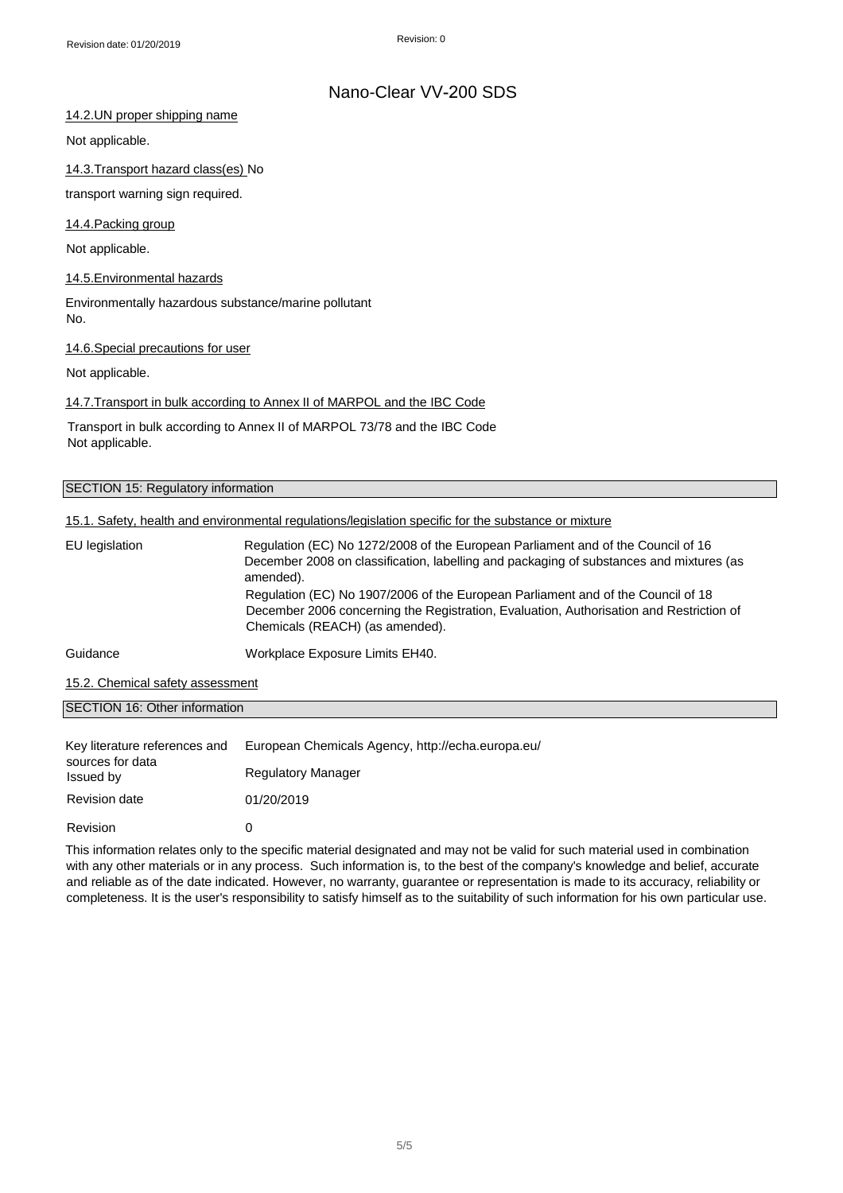14.2.UN proper shipping name

Not applicable.

14.3.Transport hazard class(es) No

transport warning sign required.

14.4.Packing group

Not applicable.

14.5.Environmental hazards

Environmentally hazardous substance/marine pollutant
No.

14.6.Special precautions for user

Not applicable.

14.7.Transport in bulk according to Annex II of MARPOL and the IBC Code

Transport in bulk according to Annex II of MARPOL 73/78 and the IBC Code
Not applicable.

## SECTION 15: Regulatory information

15.1. Safety, health and environmental regulations/legislation specific for the substance or mixture

| | |
|---|---|
| EU legislation | Regulation (EC) No 1272/2008 of the European Parliament and of the Council of 16 December 2008 on classification, labelling and packaging of substances and mixtures (as amended).<br>Regulation (EC) No 1907/2006 of the European Parliament and of the Council of 18 December 2006 concerning the Registration, Evaluation, Authorisation and Restriction of Chemicals (REACH) (as amended). |
| Guidance | Workplace Exposure Limits EH40. |

15.2. Chemical safety assessment

## SECTION 16: Other information

| | |
|---|---|
| Key literature references and sources for data | European Chemicals Agency, http://echa.europa.eu/ |
| Issued by | Regulatory Manager |
| Revision date | 01/20/2019 |
| Revision | 0 |

This information relates only to the specific material designated and may not be valid for such material used in combination with any other materials or in any process. Such information is, to the best of the company's knowledge and belief, accurate and reliable as of the date indicated. However, no warranty, guarantee or representation is made to its accuracy, reliability or completeness. It is the user's responsibility to satisfy himself as to the suitability of such information for his own particular use.